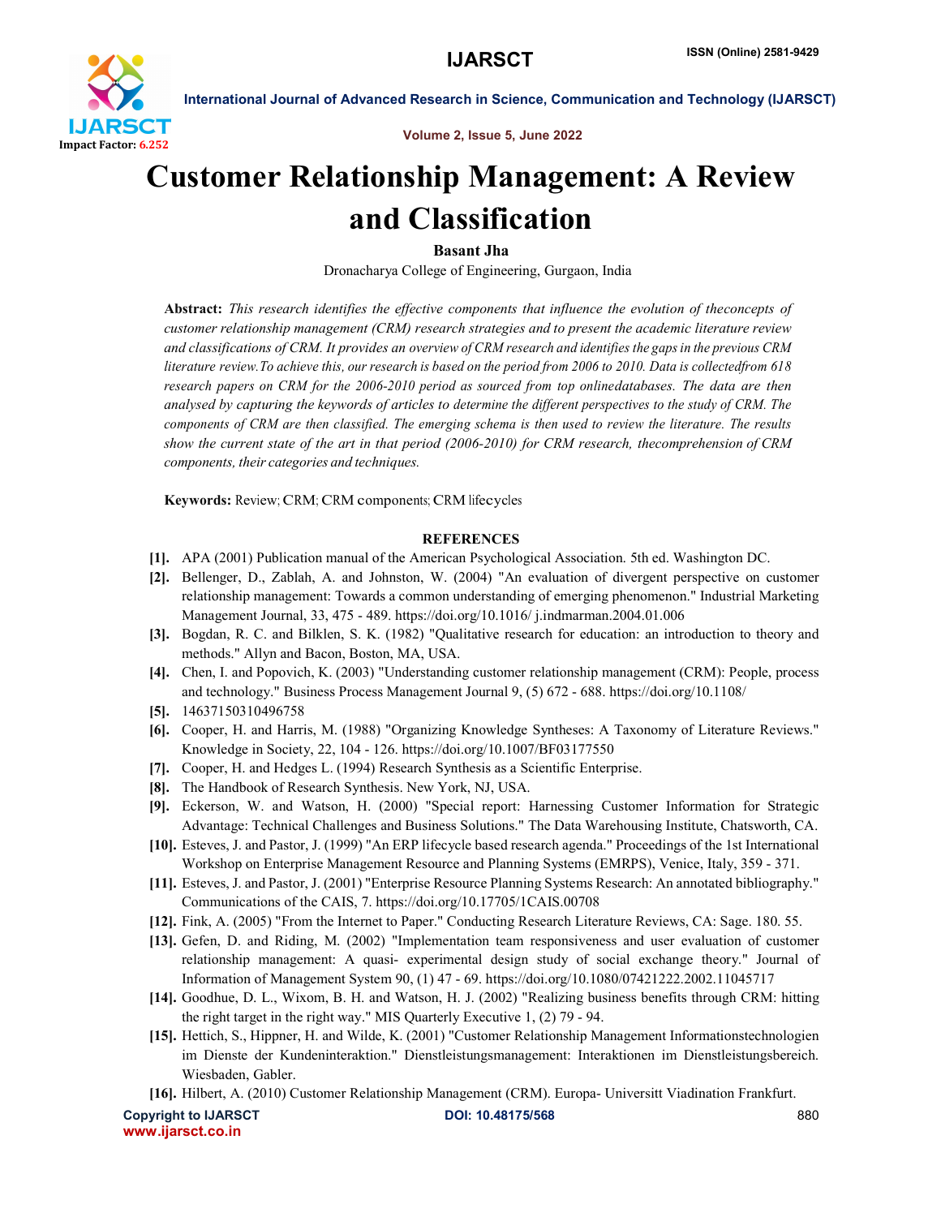# Customer Relationship Management: A Review and Classification

**Basant Jha**

Dronacharya College of Engineering, Gurgaon, India

**Abstract:** *This research identifies the effective components that influence the evolution of theconcepts of customer relationship management (CRM) research strategies and to present the academic literature review and classifications of CRM. It provides an overview of CRM research and identifies the gaps in the previous CRM literature review.To achieve this, our research is based on the period from 2006 to 2010. Data is collectedfrom 618 research papers on CRM for the 2006-2010 period as sourced from top onlinedatabases. The data are then analysed by capturing the keywords of articles to determine the different perspectives to the study of CRM. The components of CRM are then classified. The emerging schema is then used to review the literature. The results show the current state of the art in that period (2006-2010) for CRM research, thecomprehension of CRM components, their categories and techniques.*

**Keywords:** Review; CRM; CRM components; CRM lifecycles

## REFERENCES

**[1].** APA (2001) Publication manual of the American Psychological Association. 5th ed. Washington DC.

**[2].** Bellenger, D., Zablah, A. and Johnston, W. (2004) "An evaluation of divergent perspective on customer relationship management: Towards a common understanding of emerging phenomenon." Industrial Marketing Management Journal, 33, 475 - 489. https://doi.org/10.1016/ j.indmarman.2004.01.006

**[3].** Bogdan, R. C. and Bilklen, S. K. (1982) "Qualitative research for education: an introduction to theory and methods." Allyn and Bacon, Boston, MA, USA.

**[4].** Chen, I. and Popovich, K. (2003) "Understanding customer relationship management (CRM): People, process and technology." Business Process Management Journal 9, (5) 672 - 688. https://doi.org/10.1108/

**[5].** 14637150310496758

**[6].** Cooper, H. and Harris, M. (1988) "Organizing Knowledge Syntheses: A Taxonomy of Literature Reviews." Knowledge in Society, 22, 104 - 126. https://doi.org/10.1007/BF03177550

**[7].** Cooper, H. and Hedges L. (1994) Research Synthesis as a Scientific Enterprise.

**[8].** The Handbook of Research Synthesis. New York, NJ, USA.

**[9].** Eckerson, W. and Watson, H. (2000) "Special report: Harnessing Customer Information for Strategic Advantage: Technical Challenges and Business Solutions." The Data Warehousing Institute, Chatsworth, CA.

**[10].** Esteves, J. and Pastor, J. (1999) "An ERP lifecycle based research agenda." Proceedings of the 1st International Workshop on Enterprise Management Resource and Planning Systems (EMRPS), Venice, Italy, 359 - 371.

**[11].** Esteves, J. and Pastor, J. (2001) "Enterprise Resource Planning Systems Research: An annotated bibliography." Communications of the CAIS, 7. https://doi.org/10.17705/1CAIS.00708

**[12].** Fink, A. (2005) "From the Internet to Paper." Conducting Research Literature Reviews, CA: Sage. 180. 55.

**[13].** Gefen, D. and Riding, M. (2002) "Implementation team responsiveness and user evaluation of customer relationship management: A quasi- experimental design study of social exchange theory." Journal of Information of Management System 90, (1) 47 - 69. https://doi.org/10.1080/07421222.2002.11045717

**[14].** Goodhue, D. L., Wixom, B. H. and Watson, H. J. (2002) "Realizing business benefits through CRM: hitting the right target in the right way." MIS Quarterly Executive 1, (2) 79 - 94.

**[15].** Hettich, S., Hippner, H. and Wilde, K. (2001) "Customer Relationship Management Informationstechnologien im Dienste der Kundeninteraktion." Dienstleistungsmanagement: Interaktionen im Dienstleistungsbereich. Wiesbaden, Gabler.

**[16].** Hilbert, A. (2010) Customer Relationship Management (CRM). Europa- Universitt Viadination Frankfurt.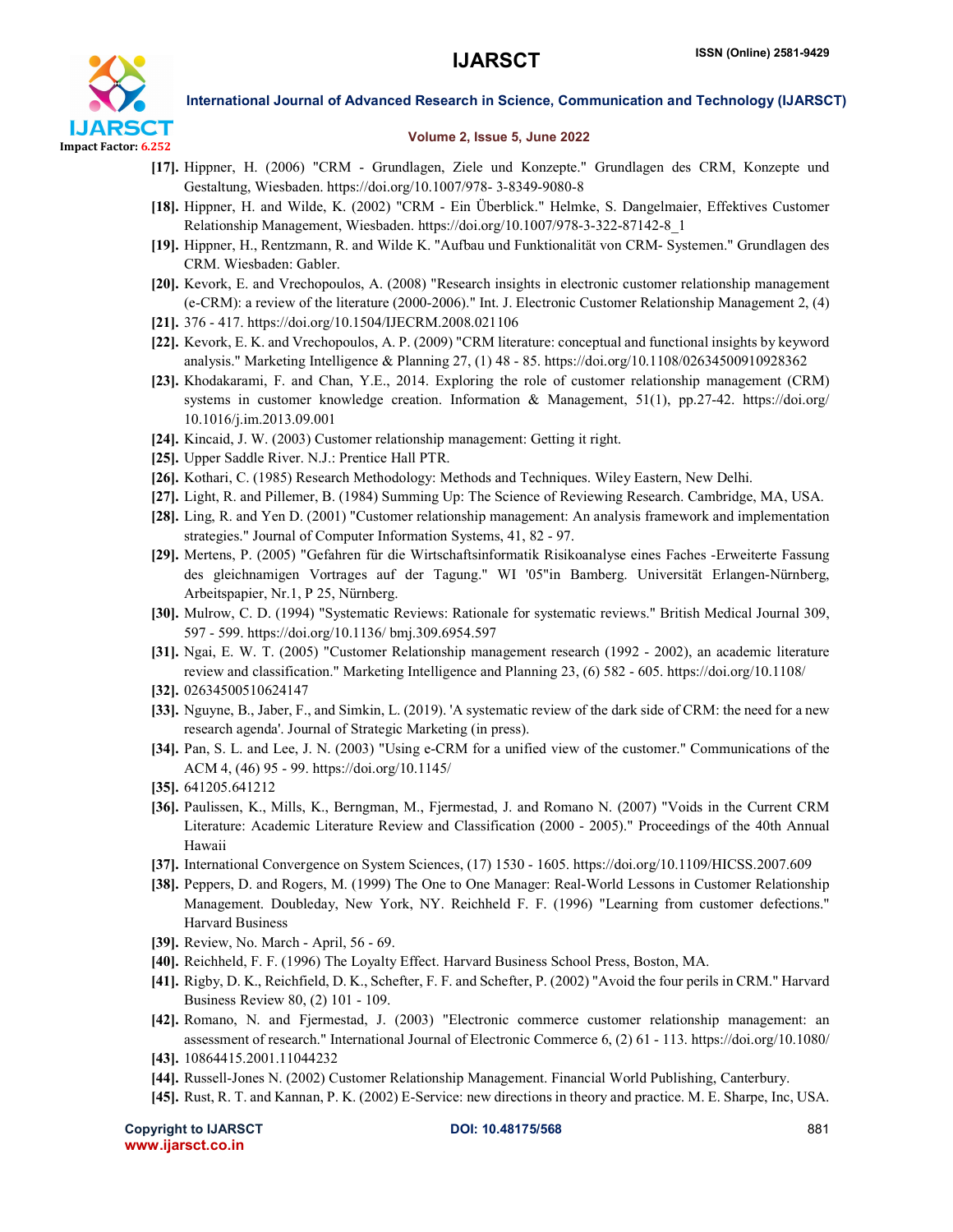[17]. Hippner, H. (2006) "CRM - Grundlagen, Ziele und Konzepte." Grundlagen des CRM, Konzepte und Gestaltung, Wiesbaden. https://doi.org/10.1007/978- 3-8349-9080-8

[18]. Hippner, H. and Wilde, K. (2002) "CRM - Ein Überblick." Helmke, S. Dangelmaier, Effektives Customer Relationship Management, Wiesbaden. https://doi.org/10.1007/978-3-322-87142-8_1

[19]. Hippner, H., Rentzmann, R. and Wilde K. "Aufbau und Funktionalität von CRM- Systemen." Grundlagen des CRM. Wiesbaden: Gabler.

[20]. Kevork, E. and Vrechopoulos, A. (2008) "Research insights in electronic customer relationship management (e-CRM): a review of the literature (2000-2006)." Int. J. Electronic Customer Relationship Management 2, (4)

[21]. 376 - 417. https://doi.org/10.1504/IJECRM.2008.021106

[22]. Kevork, E. K. and Vrechopoulos, A. P. (2009) "CRM literature: conceptual and functional insights by keyword analysis." Marketing Intelligence & Planning 27, (1) 48 - 85. https://doi.org/10.1108/02634500910928362

[23]. Khodakarami, F. and Chan, Y.E., 2014. Exploring the role of customer relationship management (CRM) systems in customer knowledge creation. Information & Management, 51(1), pp.27-42. https://doi.org/ 10.1016/j.im.2013.09.001

[24]. Kincaid, J. W. (2003) Customer relationship management: Getting it right.

[25]. Upper Saddle River. N.J.: Prentice Hall PTR.

[26]. Kothari, C. (1985) Research Methodology: Methods and Techniques. Wiley Eastern, New Delhi.

[27]. Light, R. and Pillemer, B. (1984) Summing Up: The Science of Reviewing Research. Cambridge, MA, USA.

[28]. Ling, R. and Yen D. (2001) "Customer relationship management: An analysis framework and implementation strategies." Journal of Computer Information Systems, 41, 82 - 97.

[29]. Mertens, P. (2005) "Gefahren für die Wirtschaftsinformatik Risikoanalyse eines Faches -Erweiterte Fassung des gleichnamigen Vortrages auf der Tagung." WI '05"in Bamberg. Universität Erlangen-Nürnberg, Arbeitspapier, Nr.1, P 25, Nürnberg.

[30]. Mulrow, C. D. (1994) "Systematic Reviews: Rationale for systematic reviews." British Medical Journal 309, 597 - 599. https://doi.org/10.1136/ bmj.309.6954.597

[31]. Ngai, E. W. T. (2005) "Customer Relationship management research (1992 - 2002), an academic literature review and classification." Marketing Intelligence and Planning 23, (6) 582 - 605. https://doi.org/10.1108/

[32]. 02634500510624147

[33]. Nguyne, B., Jaber, F., and Simkin, L. (2019). 'A systematic review of the dark side of CRM: the need for a new research agenda'. Journal of Strategic Marketing (in press).

[34]. Pan, S. L. and Lee, J. N. (2003) "Using e-CRM for a unified view of the customer." Communications of the ACM 4, (46) 95 - 99. https://doi.org/10.1145/

[35]. 641205.641212

[36]. Paulissen, K., Mills, K., Berngman, M., Fjermestad, J. and Romano N. (2007) "Voids in the Current CRM Literature: Academic Literature Review and Classification (2000 - 2005)." Proceedings of the 40th Annual Hawaii

[37]. International Convergence on System Sciences, (17) 1530 - 1605. https://doi.org/10.1109/HICSS.2007.609

[38]. Peppers, D. and Rogers, M. (1999) The One to One Manager: Real-World Lessons in Customer Relationship Management. Doubleday, New York, NY. Reichheld F. F. (1996) "Learning from customer defections." Harvard Business

[39]. Review, No. March - April, 56 - 69.

[40]. Reichheld, F. F. (1996) The Loyalty Effect. Harvard Business School Press, Boston, MA.

[41]. Rigby, D. K., Reichfield, D. K., Schefter, F. F. and Schefter, P. (2002) "Avoid the four perils in CRM." Harvard Business Review 80, (2) 101 - 109.

[42]. Romano, N. and Fjermestad, J. (2003) "Electronic commerce customer relationship management: an assessment of research." International Journal of Electronic Commerce 6, (2) 61 - 113. https://doi.org/10.1080/

[43]. 10864415.2001.11044232

[44]. Russell-Jones N. (2002) Customer Relationship Management. Financial World Publishing, Canterbury.

[45]. Rust, R. T. and Kannan, P. K. (2002) E-Service: new directions in theory and practice. M. E. Sharpe, Inc, USA.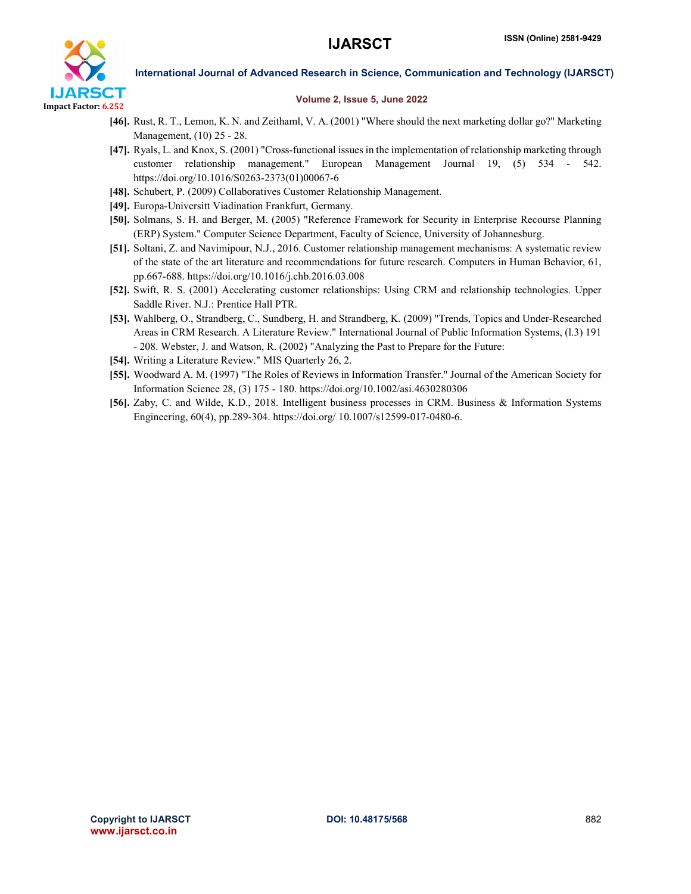- [46]. Rust, R. T., Lemon, K. N. and Zeithaml, V. A. (2001) "Where should the next marketing dollar go?" Marketing Management, (10) 25 - 28.
- [47]. Ryals, L. and Knox, S. (2001) "Cross-functional issues in the implementation of relationship marketing through customer relationship management." European Management Journal 19, (5) 534 - 542. https://doi.org/10.1016/S0263-2373(01)00067-6
- [48]. Schubert, P. (2009) Collaboratives Customer Relationship Management.
- [49]. Europa-Universitt Viadination Frankfurt, Germany.
- [50]. Solmans, S. H. and Berger, M. (2005) "Reference Framework for Security in Enterprise Recourse Planning (ERP) System." Computer Science Department, Faculty of Science, University of Johannesburg.
- [51]. Soltani, Z. and Navimipour, N.J., 2016. Customer relationship management mechanisms: A systematic review of the state of the art literature and recommendations for future research. Computers in Human Behavior, 61, pp.667-688. https://doi.org/10.1016/j.chb.2016.03.008
- [52]. Swift, R. S. (2001) Accelerating customer relationships: Using CRM and relationship technologies. Upper Saddle River. N.J.: Prentice Hall PTR.
- [53]. Wahlberg, O., Strandberg, C., Sundberg, H. and Strandberg, K. (2009) "Trends, Topics and Under-Researched Areas in CRM Research. A Literature Review." International Journal of Public Information Systems, (l.3) 191 - 208. Webster, J. and Watson, R. (2002) "Analyzing the Past to Prepare for the Future:
- [54]. Writing a Literature Review." MIS Quarterly 26, 2.
- [55]. Woodward A. M. (1997) "The Roles of Reviews in Information Transfer." Journal of the American Society for Information Science 28, (3) 175 - 180. https://doi.org/10.1002/asi.4630280306
- [56]. Zaby, C. and Wilde, K.D., 2018. Intelligent business processes in CRM. Business & Information Systems Engineering, 60(4), pp.289-304. https://doi.org/ 10.1007/s12599-017-0480-6.